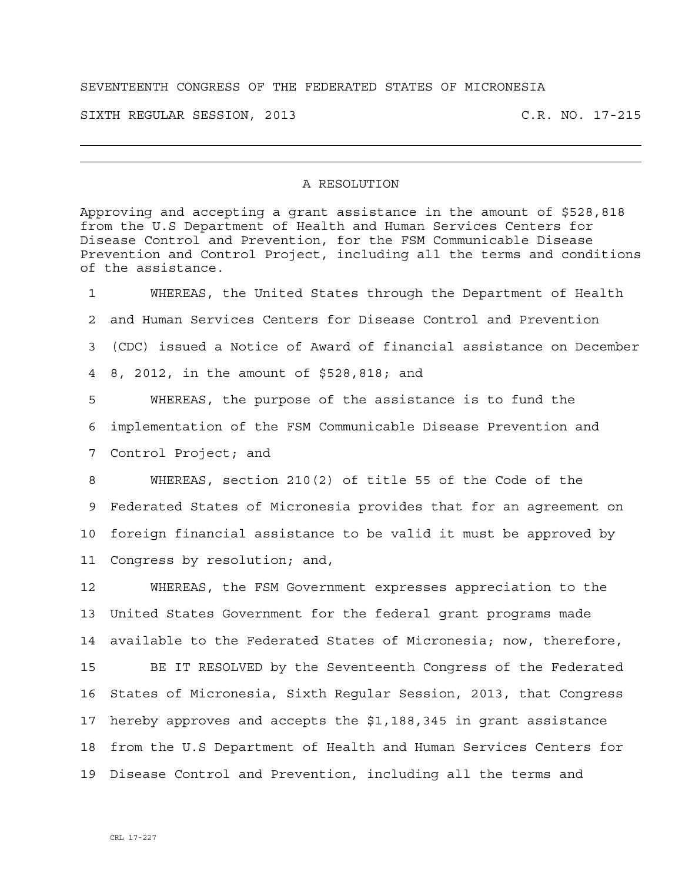SEVENTEENTH CONGRESS OF THE FEDERATED STATES OF MICRONESIA

SIXTH REGULAR SESSION, 2013 C.R. NO. 17-215

---

## A RESOLUTION

Approving and accepting a grant assistance in the amount of $528,818 from the U.S Department of Health and Human Services Centers for Disease Control and Prevention, for the FSM Communicable Disease Prevention and Control Project, including all the terms and conditions of the assistance.

1 WHEREAS, the United States through the Department of Health
2 and Human Services Centers for Disease Control and Prevention
3 (CDC) issued a Notice of Award of financial assistance on December
4 8, 2012, in the amount of $528,818; and

5 WHEREAS, the purpose of the assistance is to fund the
6 implementation of the FSM Communicable Disease Prevention and
7 Control Project; and

8 WHEREAS, section 210(2) of title 55 of the Code of the
9 Federated States of Micronesia provides that for an agreement on
10 foreign financial assistance to be valid it must be approved by
11 Congress by resolution; and,

12 WHEREAS, the FSM Government expresses appreciation to the
13 United States Government for the federal grant programs made
14 available to the Federated States of Micronesia; now, therefore,

15 BE IT RESOLVED by the Seventeenth Congress of the Federated
16 States of Micronesia, Sixth Regular Session, 2013, that Congress
17 hereby approves and accepts the $1,188,345 in grant assistance
18 from the U.S Department of Health and Human Services Centers for
19 Disease Control and Prevention, including all the terms and

CRL 17-227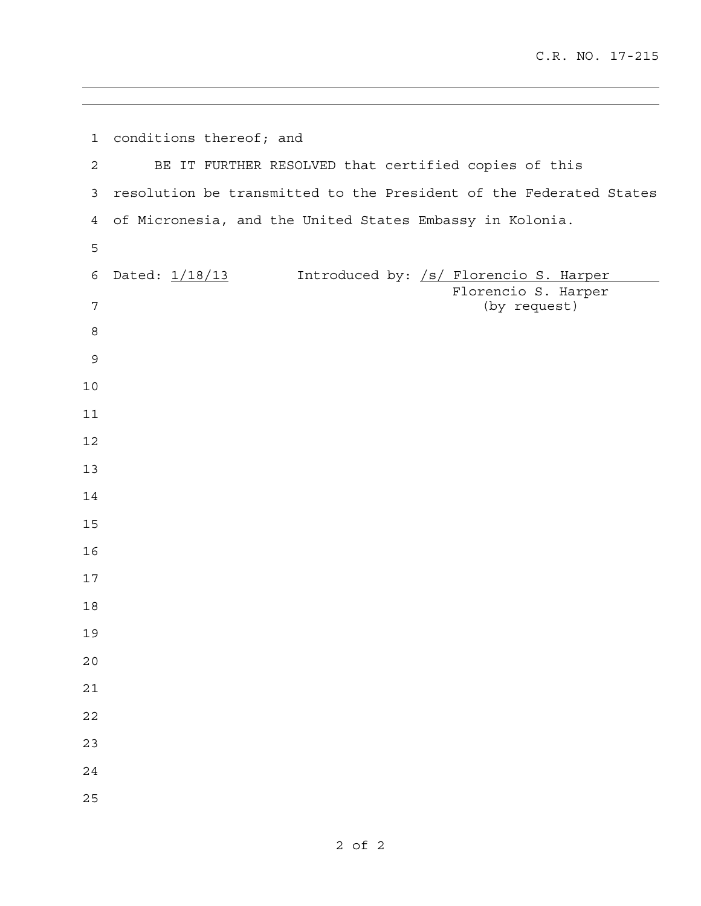conditions thereof; and

BE IT FURTHER RESOLVED that certified copies of this resolution be transmitted to the President of the Federated States of Micronesia, and the United States Embassy in Kolonia.

Dated: 1/18/13

Introduced by: /s/ Florencio S. Harper
Florencio S. Harper
(by request)